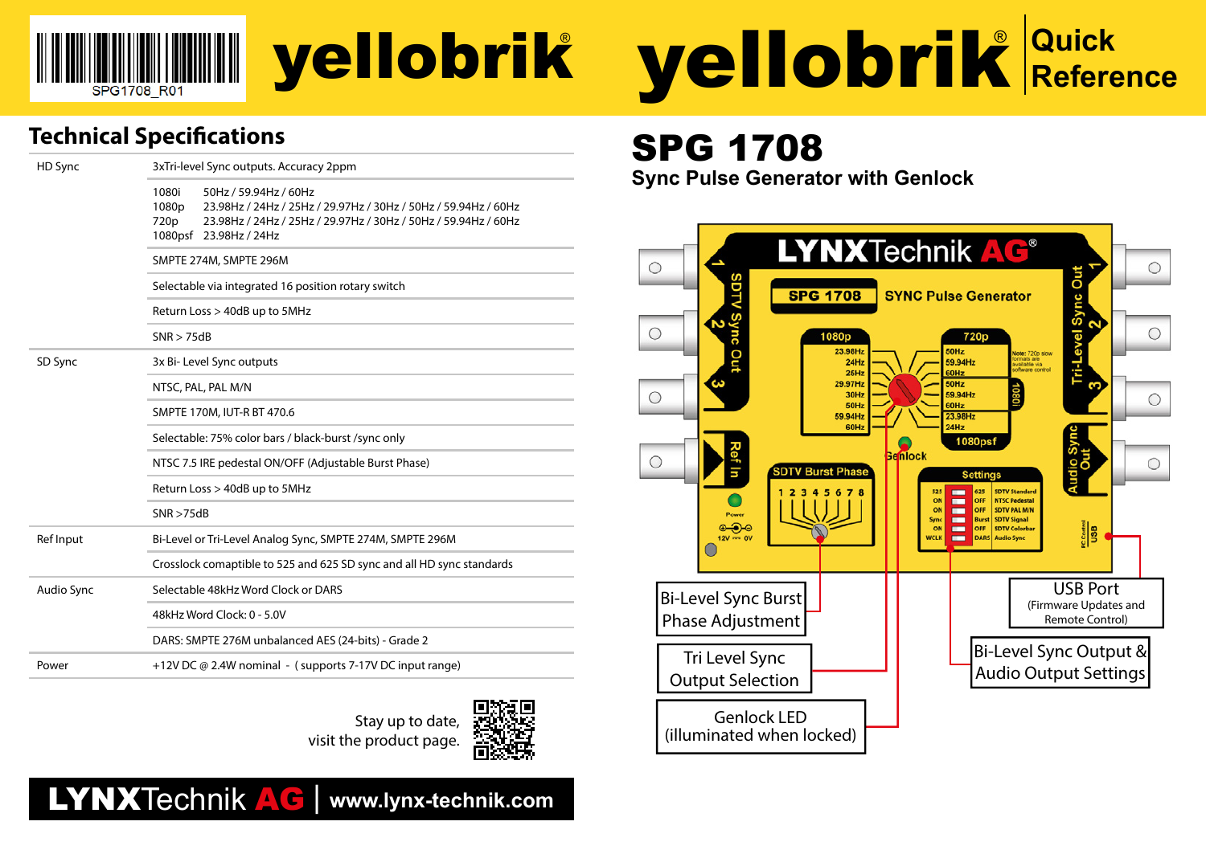SPG1708_R01

# yellobrik

# yellobrik® Quick Reference

## Technical Specifications

| | |
|---|---|
| HD Sync | 3xTri-level Sync outputs. Accuracy 2ppm |
| | 1080i 50Hz / 59.94Hz / 60Hz<br>1080p 23.98Hz / 24Hz / 25Hz / 29.97Hz / 30Hz / 50Hz / 59.94Hz / 60Hz<br>720p 23.98Hz / 24Hz / 25Hz / 29.97Hz / 30Hz / 50Hz / 59.94Hz / 60Hz<br>1080psf 23.98Hz / 24Hz |
| | SMPTE 274M, SMPTE 296M |
| | Selectable via integrated 16 position rotary switch |
| | Return Loss > 40dB up to 5MHz |
| | SNR > 75dB |
| SD Sync | 3x Bi- Level Sync outputs |
| | NTSC, PAL, PAL M/N |
| | SMPTE 170M, IUT-R BT 470.6 |
| | Selectable: 75% color bars / black-burst /sync only |
| | NTSC 7.5 IRE pedestal ON/OFF (Adjustable Burst Phase) |
| | Return Loss > 40dB up to 5MHz |
| | SNR >75dB |
| Ref Input | Bi-Level or Tri-Level Analog Sync, SMPTE 274M, SMPTE 296M |
| | Crosslock comaptible to 525 and 625 SD sync and all HD sync standards |
| Audio Sync | Selectable 48kHz Word Clock or DARS |
| | 48kHz Word Clock: 0 - 5.0V |
| | DARS: SMPTE 276M unbalanced AES (24-bits) - Grade 2 |
| Power | +12V DC @ 2.4W nominal - ( supports 7-17V DC input range) |

Stay up to date, visit the product page.

**LYNXTechnik AG | www.lynx-technik.com**

# SPG 1708

## Sync Pulse Generator with Genlock

LYNXTechnik AG®

SPG 1708 SYNC Pulse Generator

SDTV Sync Out 1 2 3

Tri-Level Sync Out 1 2 3

Ref In

Audio Sync Out

1080p: 23.98Hz, 24Hz, 25Hz, 29.97Hz, 30Hz, 50Hz, 59.94Hz, 60Hz

720p: 50Hz, 59.94Hz, 60Hz

1080i: 50Hz, 59.94Hz, 60Hz

1080psf: 23.98Hz, 24Hz

Note: 720p slow formats are available via software control

Genlock

SDTV Burst Phase 1 2 3 4 5 6 7 8

Settings

| | | | |
|---|---|---|---|
| 525 | | 625 | SDTV Standard |
| ON | | OFF | NTSC Pedestal |
| ON | | OFF | SDTV PAL M/N |
| Sync | | Burst | SDTV Signal |
| ON | | OFF | SDTV Colorbar |
| WCLK | | DARS | Audio Sync |

Power

12V 0V

PC Control USB

Bi-Level Sync Burst Phase Adjustment

Tri Level Sync Output Selection

Genlock LED (illuminated when locked)

USB Port (Firmware Updates and Remote Control)

Bi-Level Sync Output & Audio Output Settings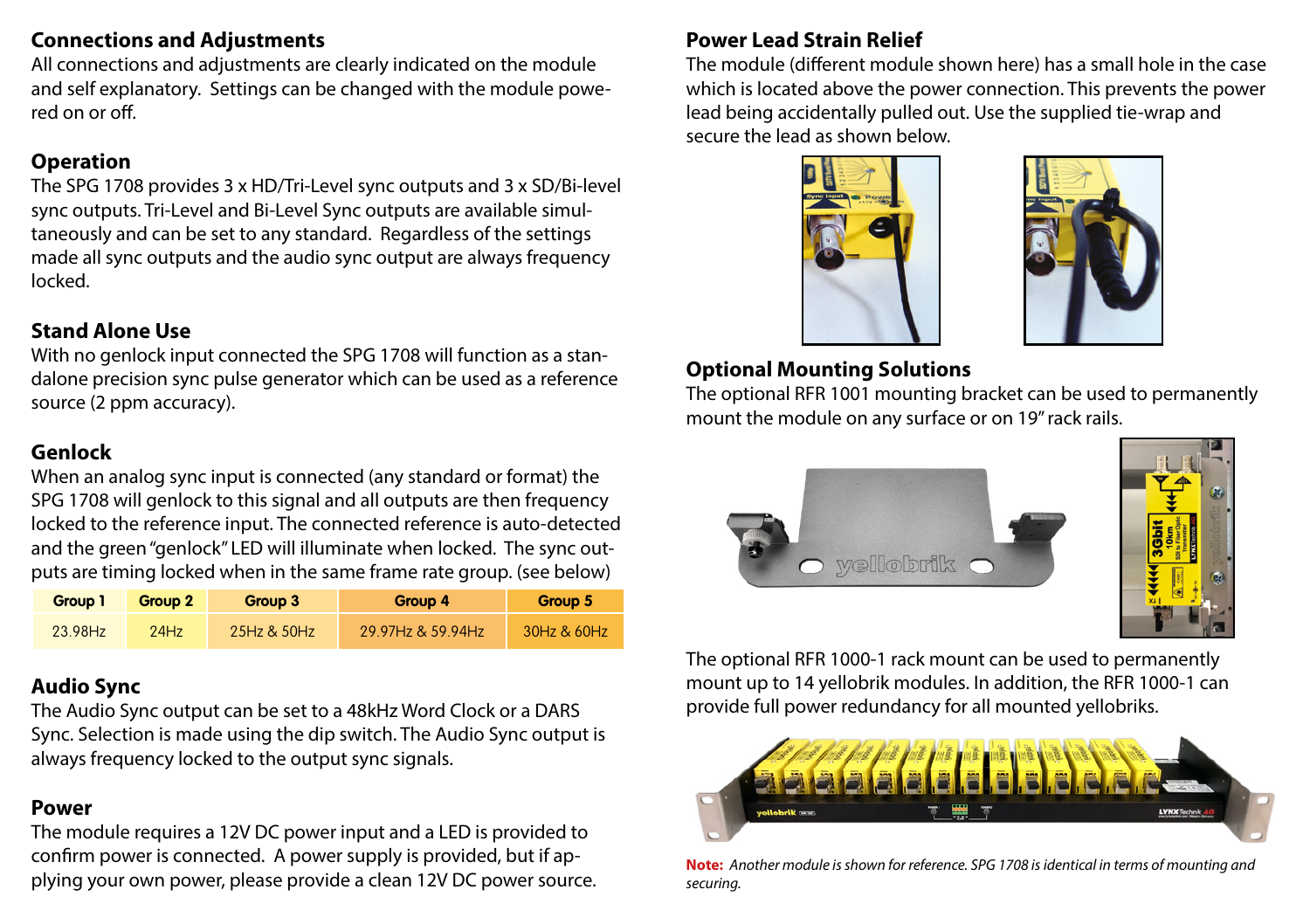## Connections and Adjustments

All connections and adjustments are clearly indicated on the module and self explanatory. Settings can be changed with the module powered on or off.

## Operation

The SPG 1708 provides 3 x HD/Tri-Level sync outputs and 3 x SD/Bi-level sync outputs. Tri-Level and Bi-Level Sync outputs are available simultaneously and can be set to any standard. Regardless of the settings made all sync outputs and the audio sync output are always frequency locked.

## Stand Alone Use

With no genlock input connected the SPG 1708 will function as a standalone precision sync pulse generator which can be used as a reference source (2 ppm accuracy).

## Genlock

When an analog sync input is connected (any standard or format) the SPG 1708 will genlock to this signal and all outputs are then frequency locked to the reference input. The connected reference is auto-detected and the green "genlock" LED will illuminate when locked. The sync outputs are timing locked when in the same frame rate group. (see below)

| Group 1 | Group 2 | Group 3 | Group 4 | Group 5 |
|---|---|---|---|---|
| 23.98Hz | 24Hz | 25Hz & 50Hz | 29.97Hz & 59.94Hz | 30Hz & 60Hz |

## Audio Sync

The Audio Sync output can be set to a 48kHz Word Clock or a DARS Sync. Selection is made using the dip switch. The Audio Sync output is always frequency locked to the output sync signals.

## Power

The module requires a 12V DC power input and a LED is provided to confirm power is connected. A power supply is provided, but if applying your own power, please provide a clean 12V DC power source.

## Power Lead Strain Relief

The module (different module shown here) has a small hole in the case which is located above the power connection. This prevents the power lead being accidentally pulled out. Use the supplied tie-wrap and secure the lead as shown below.

## Optional Mounting Solutions

The optional RFR 1001 mounting bracket can be used to permanently mount the module on any surface or on 19" rack rails.

The optional RFR 1000-1 rack mount can be used to permanently mount up to 14 yellobrik modules. In addition, the RFR 1000-1 can provide full power redundancy for all mounted yellobriks.

**Note:** *Another module is shown for reference. SPG 1708 is identical in terms of mounting and securing.*